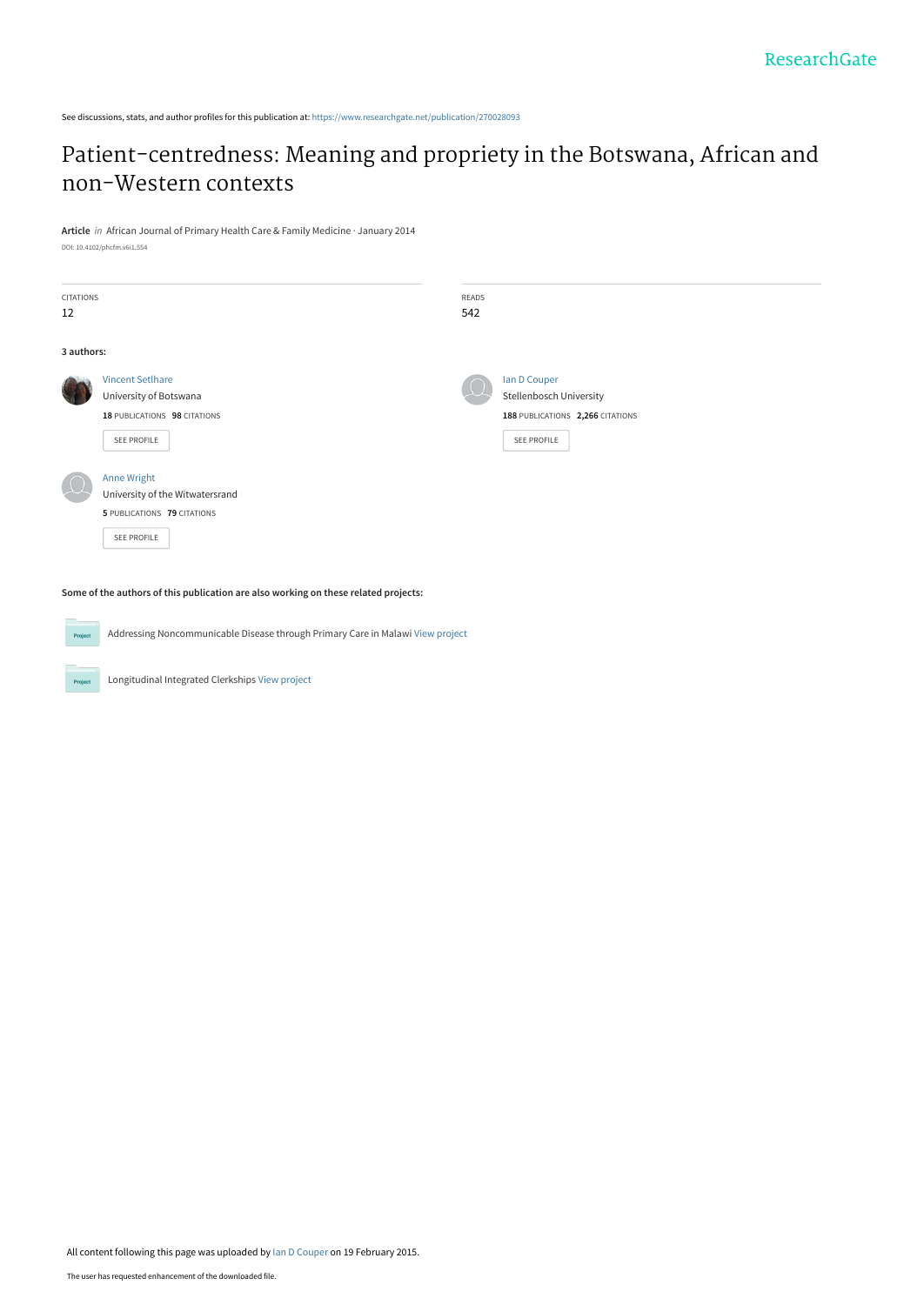See discussions, stats, and author profiles for this publication at: https://www.researchgate.net/publication/270028093

# Patient-centredness: Meaning and propriety in the Botswana, African and non-Western contexts

**Article** *in* African Journal of Primary Health Care & Family Medicine · January 2014

DOI: 10.4102/phcfm.v6i1.554

| CITATIONS | READS |
| --- | --- |
| 12 | 542 |

**3 authors:**

Vincent Setlhare
University of Botswana
**18** PUBLICATIONS **98** CITATIONS

SEE PROFILE

Ian D Couper
Stellenbosch University
**188** PUBLICATIONS **2,266** CITATIONS

SEE PROFILE

Anne Wright
University of the Witwatersrand
**5** PUBLICATIONS **79** CITATIONS

SEE PROFILE

**Some of the authors of this publication are also working on these related projects:**

Project: Addressing Noncommunicable Disease through Primary Care in Malawi View project

Project: Longitudinal Integrated Clerkships View project

All content following this page was uploaded by Ian D Couper on 19 February 2015.

The user has requested enhancement of the downloaded file.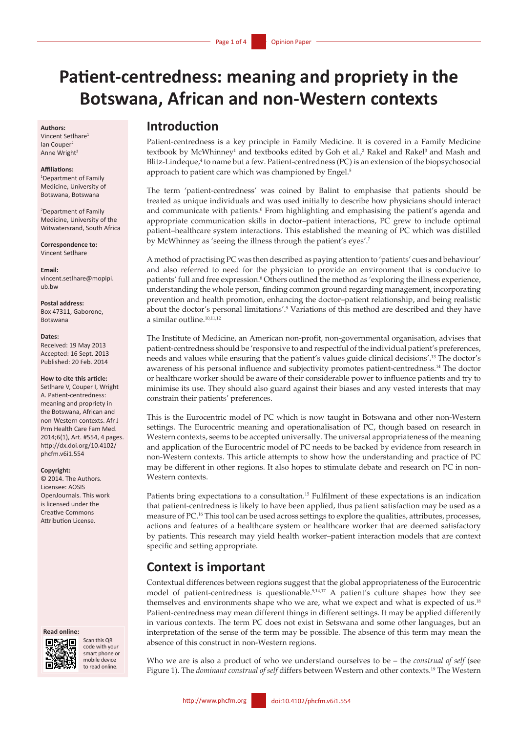# Patient-centredness: meaning and propriety in the Botswana, African and non-Western contexts

**Authors:**
Vincent Setlhare[1]
Ian Couper[2]
Anne Wright[2]

**Affiliations:**
[1]Department of Family Medicine, University of Botswana, Botswana

[2]Department of Family Medicine, University of the Witwatersrand, South Africa

**Correspondence to:**
Vincent Setlhare

**Email:**
vincent.setlhare@mopipi.ub.bw

**Postal address:**
Box 47311, Gaborone, Botswana

**Dates:**
Received: 19 May 2013
Accepted: 16 Sept. 2013
Published: 20 Feb. 2014

**How to cite this article:**
Setlhare V, Couper I, Wright A. Patient-centredness: meaning and propriety in the Botswana, African and non-Western contexts. Afr J Prm Health Care Fam Med. 2014;6(1), Art. #554, 4 pages. http://dx.doi.org/10.4102/phcfm.v6i1.554

**Copyright:**
© 2014. The Authors. Licensee: AOSIS OpenJournals. This work is licensed under the Creative Commons Attribution License.

**Read online:**
Scan this QR code with your smart phone or mobile device to read online.

## Introduction

Patient-centredness is a key principle in Family Medicine. It is covered in a Family Medicine textbook by McWhinney[1] and textbooks edited by Goh et al.,[2] Rakel and Rakel[3] and Mash and Blitz-Lindeque,[4] to name but a few. Patient-centredness (PC) is an extension of the biopsychosocial approach to patient care which was championed by Engel.[5]

The term 'patient-centredness' was coined by Balint to emphasise that patients should be treated as unique individuals and was used initially to describe how physicians should interact and communicate with patients.[6] From highlighting and emphasising the patient's agenda and appropriate communication skills in doctor–patient interactions, PC grew to include optimal patient–healthcare system interactions. This established the meaning of PC which was distilled by McWhinney as 'seeing the illness through the patient's eyes'.[7]

A method of practising PC was then described as paying attention to 'patients' cues and behaviour' and also referred to need for the physician to provide an environment that is conducive to patients' full and free expression.[8] Others outlined the method as 'exploring the illness experience, understanding the whole person, finding common ground regarding management, incorporating prevention and health promotion, enhancing the doctor–patient relationship, and being realistic about the doctor's personal limitations'.[9] Variations of this method are described and they have a similar outline.[10,11,12]

The Institute of Medicine, an American non-profit, non-governmental organisation, advises that patient-centredness should be 'responsive to and respectful of the individual patient's preferences, needs and values while ensuring that the patient's values guide clinical decisions'.[13] The doctor's awareness of his personal influence and subjectivity promotes patient-centredness.[14] The doctor or healthcare worker should be aware of their considerable power to influence patients and try to minimise its use. They should also guard against their biases and any vested interests that may constrain their patients' preferences.

This is the Eurocentric model of PC which is now taught in Botswana and other non-Western settings. The Eurocentric meaning and operationalisation of PC, though based on research in Western contexts, seems to be accepted universally. The universal appropriateness of the meaning and application of the Eurocentric model of PC needs to be backed by evidence from research in non-Western contexts. This article attempts to show how the understanding and practice of PC may be different in other regions. It also hopes to stimulate debate and research on PC in non-Western contexts.

Patients bring expectations to a consultation.[15] Fulfilment of these expectations is an indication that patient-centredness is likely to have been applied, thus patient satisfaction may be used as a measure of PC.[16] This tool can be used across settings to explore the qualities, attributes, processes, actions and features of a healthcare system or healthcare worker that are deemed satisfactory by patients. This research may yield health worker–patient interaction models that are context specific and setting appropriate.

## Context is important

Contextual differences between regions suggest that the global appropriateness of the Eurocentric model of patient-centredness is questionable.[9,14,17] A patient's culture shapes how they see themselves and environments shape who we are, what we expect and what is expected of us.[18] Patient-centredness may mean different things in different settings. It may be applied differently in various contexts. The term PC does not exist in Setswana and some other languages, but an interpretation of the sense of the term may be possible. The absence of this term may mean the absence of this construct in non-Western regions.

Who we are is also a product of who we understand ourselves to be – the *construal of self* (see Figure 1). The *dominant construal of self* differs between Western and other contexts.[19] The Western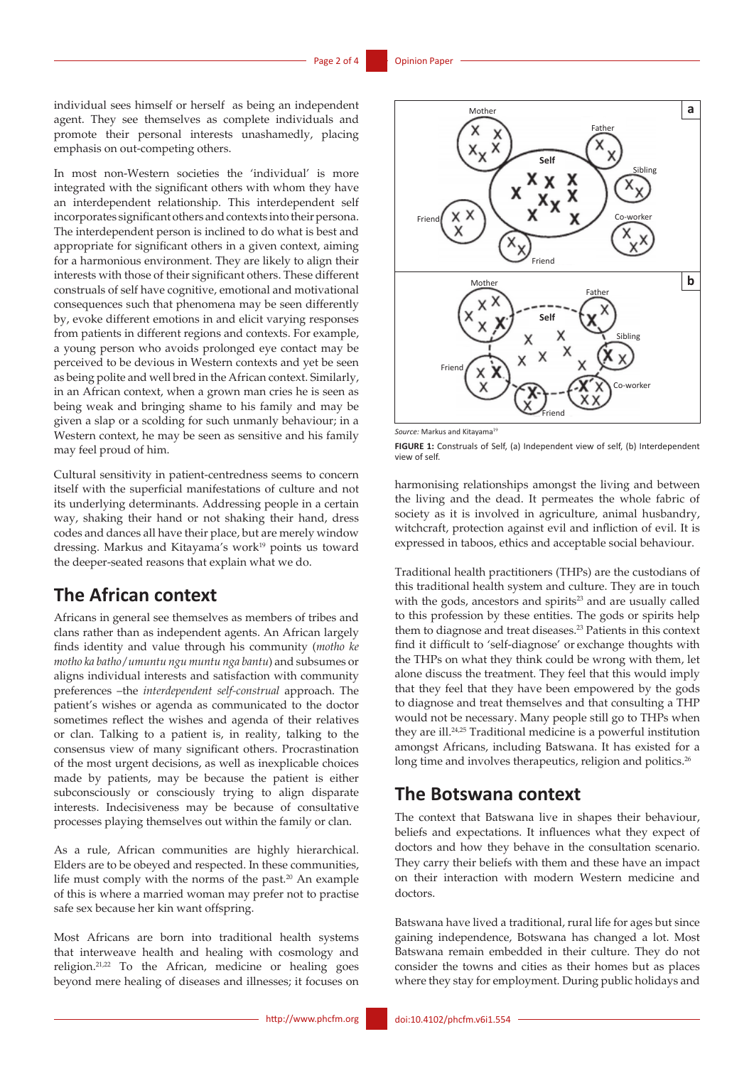individual sees himself or herself as being an independent agent. They see themselves as complete individuals and promote their personal interests unashamedly, placing emphasis on out-competing others.

In most non-Western societies the 'individual' is more integrated with the significant others with whom they have an interdependent relationship. This interdependent self incorporates significant others and contexts into their persona. The interdependent person is inclined to do what is best and appropriate for significant others in a given context, aiming for a harmonious environment. They are likely to align their interests with those of their significant others. These different construals of self have cognitive, emotional and motivational consequences such that phenomena may be seen differently by, evoke different emotions in and elicit varying responses from patients in different regions and contexts. For example, a young person who avoids prolonged eye contact may be perceived to be devious in Western contexts and yet be seen as being polite and well bred in the African context. Similarly, in an African context, when a grown man cries he is seen as being weak and bringing shame to his family and may be given a slap or a scolding for such unmanly behaviour; in a Western context, he may be seen as sensitive and his family may feel proud of him.

Cultural sensitivity in patient-centredness seems to concern itself with the superficial manifestations of culture and not its underlying determinants. Addressing people in a certain way, shaking their hand or not shaking their hand, dress codes and dances all have their place, but are merely window dressing. Markus and Kitayama's work[19] points us toward the deeper-seated reasons that explain what we do.

## The African context

Africans in general see themselves as members of tribes and clans rather than as independent agents. An African largely finds identity and value through his community (*motho ke motho ka batho/umuntu ngu muntu nga bantu*) and subsumes or aligns individual interests and satisfaction with community preferences –the *interdependent self-construal* approach. The patient's wishes or agenda as communicated to the doctor sometimes reflect the wishes and agenda of their relatives or clan. Talking to a patient is, in reality, talking to the consensus view of many significant others. Procrastination of the most urgent decisions, as well as inexplicable choices made by patients, may be because the patient is either subconsciously or consciously trying to align disparate interests. Indecisiveness may be because of consultative processes playing themselves out within the family or clan.

As a rule, African communities are highly hierarchical. Elders are to be obeyed and respected. In these communities, life must comply with the norms of the past.[20] An example of this is where a married woman may prefer not to practise safe sex because her kin want offspring.

Most Africans are born into traditional health systems that interweave health and healing with cosmology and religion.[21,22] To the African, medicine or healing goes beyond mere healing of diseases and illnesses; it focuses on harmonising relationships amongst the living and between the living and the dead. It permeates the whole fabric of society as it is involved in agriculture, animal husbandry, witchcraft, protection against evil and infliction of evil. It is expressed in taboos, ethics and acceptable social behaviour.

*Source:* Markus and Kitayama[19]

**FIGURE 1:** Construals of Self, (a) Independent view of self, (b) Interdependent view of self.

Traditional health practitioners (THPs) are the custodians of this traditional health system and culture. They are in touch with the gods, ancestors and spirits[23] and are usually called to this profession by these entities. The gods or spirits help them to diagnose and treat diseases.[23] Patients in this context find it difficult to 'self-diagnose' or exchange thoughts with the THPs on what they think could be wrong with them, let alone discuss the treatment. They feel that this would imply that they feel that they have been empowered by the gods to diagnose and treat themselves and that consulting a THP would not be necessary. Many people still go to THPs when they are ill.[24,25] Traditional medicine is a powerful institution amongst Africans, including Batswana. It has existed for a long time and involves therapeutics, religion and politics.[26]

## The Botswana context

The context that Batswana live in shapes their behaviour, beliefs and expectations. It influences what they expect of doctors and how they behave in the consultation scenario. They carry their beliefs with them and these have an impact on their interaction with modern Western medicine and doctors.

Batswana have lived a traditional, rural life for ages but since gaining independence, Botswana has changed a lot. Most Batswana remain embedded in their culture. They do not consider the towns and cities as their homes but as places where they stay for employment. During public holidays and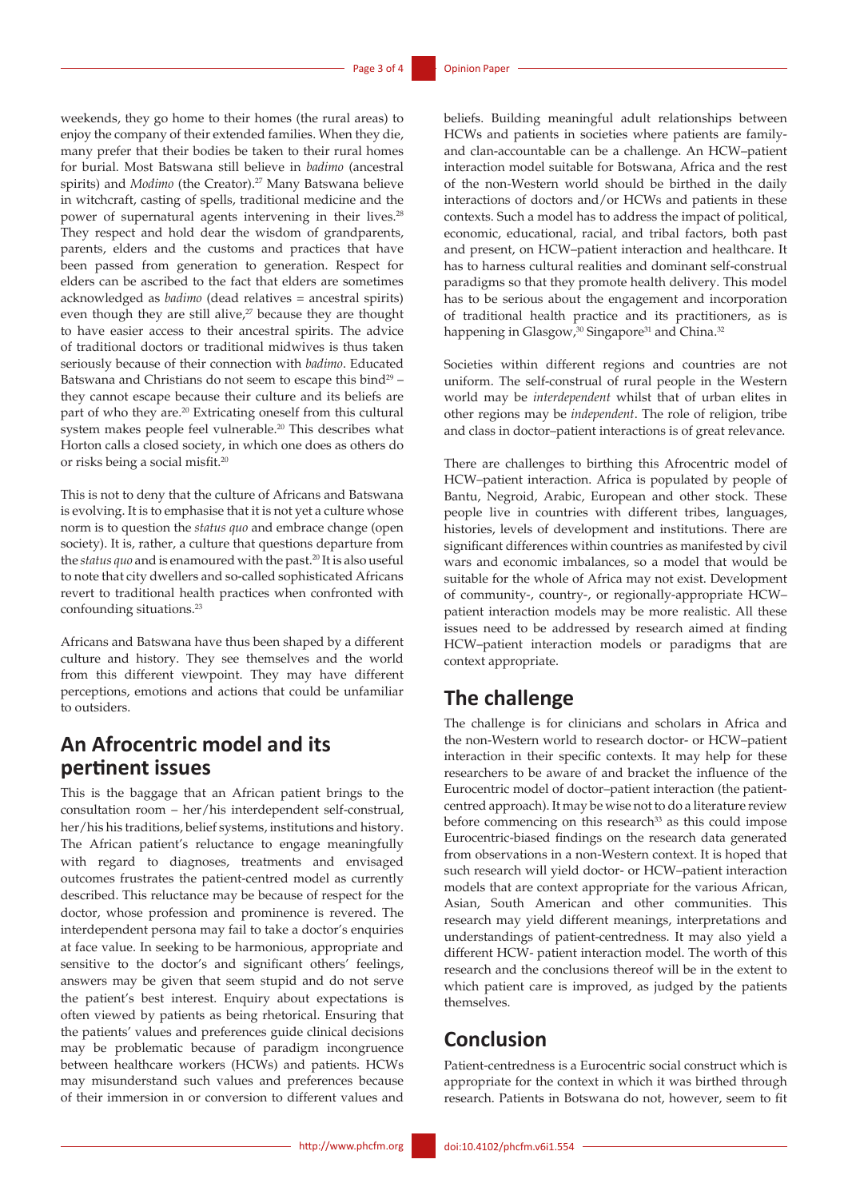weekends, they go home to their homes (the rural areas) to enjoy the company of their extended families. When they die, many prefer that their bodies be taken to their rural homes for burial. Most Batswana still believe in *badimo* (ancestral spirits) and *Modimo* (the Creator).[27] Many Batswana believe in witchcraft, casting of spells, traditional medicine and the power of supernatural agents intervening in their lives.[28] They respect and hold dear the wisdom of grandparents, parents, elders and the customs and practices that have been passed from generation to generation. Respect for elders can be ascribed to the fact that elders are sometimes acknowledged as *badimo* (dead relatives = ancestral spirits) even though they are still alive,[27] because they are thought to have easier access to their ancestral spirits. The advice of traditional doctors or traditional midwives is thus taken seriously because of their connection with *badimo*. Educated Batswana and Christians do not seem to escape this bind[29] – they cannot escape because their culture and its beliefs are part of who they are.[20] Extricating oneself from this cultural system makes people feel vulnerable.[20] This describes what Horton calls a closed society, in which one does as others do or risks being a social misfit.[20]

This is not to deny that the culture of Africans and Batswana is evolving. It is to emphasise that it is not yet a culture whose norm is to question the *status quo* and embrace change (open society). It is, rather, a culture that questions departure from the *status quo* and is enamoured with the past.[20] It is also useful to note that city dwellers and so-called sophisticated Africans revert to traditional health practices when confronted with confounding situations.[23]

Africans and Batswana have thus been shaped by a different culture and history. They see themselves and the world from this different viewpoint. They may have different perceptions, emotions and actions that could be unfamiliar to outsiders.

## An Afrocentric model and its pertinent issues

This is the baggage that an African patient brings to the consultation room – her/his interdependent self-construal, her/his his traditions, belief systems, institutions and history. The African patient's reluctance to engage meaningfully with regard to diagnoses, treatments and envisaged outcomes frustrates the patient-centred model as currently described. This reluctance may be because of respect for the doctor, whose profession and prominence is revered. The interdependent persona may fail to take a doctor's enquiries at face value. In seeking to be harmonious, appropriate and sensitive to the doctor's and significant others' feelings, answers may be given that seem stupid and do not serve the patient's best interest. Enquiry about expectations is often viewed by patients as being rhetorical. Ensuring that the patients' values and preferences guide clinical decisions may be problematic because of paradigm incongruence between healthcare workers (HCWs) and patients. HCWs may misunderstand such values and preferences because of their immersion in or conversion to different values and beliefs. Building meaningful adult relationships between HCWs and patients in societies where patients are family- and clan-accountable can be a challenge. An HCW–patient interaction model suitable for Botswana, Africa and the rest of the non-Western world should be birthed in the daily interactions of doctors and/or HCWs and patients in these contexts. Such a model has to address the impact of political, economic, educational, racial, and tribal factors, both past and present, on HCW–patient interaction and healthcare. It has to harness cultural realities and dominant self-construal paradigms so that they promote health delivery. This model has to be serious about the engagement and incorporation of traditional health practice and its practitioners, as is happening in Glasgow,[30] Singapore[31] and China.[32]

Societies within different regions and countries are not uniform. The self-construal of rural people in the Western world may be *interdependent* whilst that of urban elites in other regions may be *independent*. The role of religion, tribe and class in doctor–patient interactions is of great relevance.

There are challenges to birthing this Afrocentric model of HCW–patient interaction. Africa is populated by people of Bantu, Negroid, Arabic, European and other stock. These people live in countries with different tribes, languages, histories, levels of development and institutions. There are significant differences within countries as manifested by civil wars and economic imbalances, so a model that would be suitable for the whole of Africa may not exist. Development of community-, country-, or regionally-appropriate HCW–patient interaction models may be more realistic. All these issues need to be addressed by research aimed at finding HCW–patient interaction models or paradigms that are context appropriate.

## The challenge

The challenge is for clinicians and scholars in Africa and the non-Western world to research doctor- or HCW–patient interaction in their specific contexts. It may help for these researchers to be aware of and bracket the influence of the Eurocentric model of doctor–patient interaction (the patient-centred approach). It may be wise not to do a literature review before commencing on this research[33] as this could impose Eurocentric-biased findings on the research data generated from observations in a non-Western context. It is hoped that such research will yield doctor- or HCW–patient interaction models that are context appropriate for the various African, Asian, South American and other communities. This research may yield different meanings, interpretations and understandings of patient-centredness. It may also yield a different HCW- patient interaction model. The worth of this research and the conclusions thereof will be in the extent to which patient care is improved, as judged by the patients themselves.

## Conclusion

Patient-centredness is a Eurocentric social construct which is appropriate for the context in which it was birthed through research. Patients in Botswana do not, however, seem to fit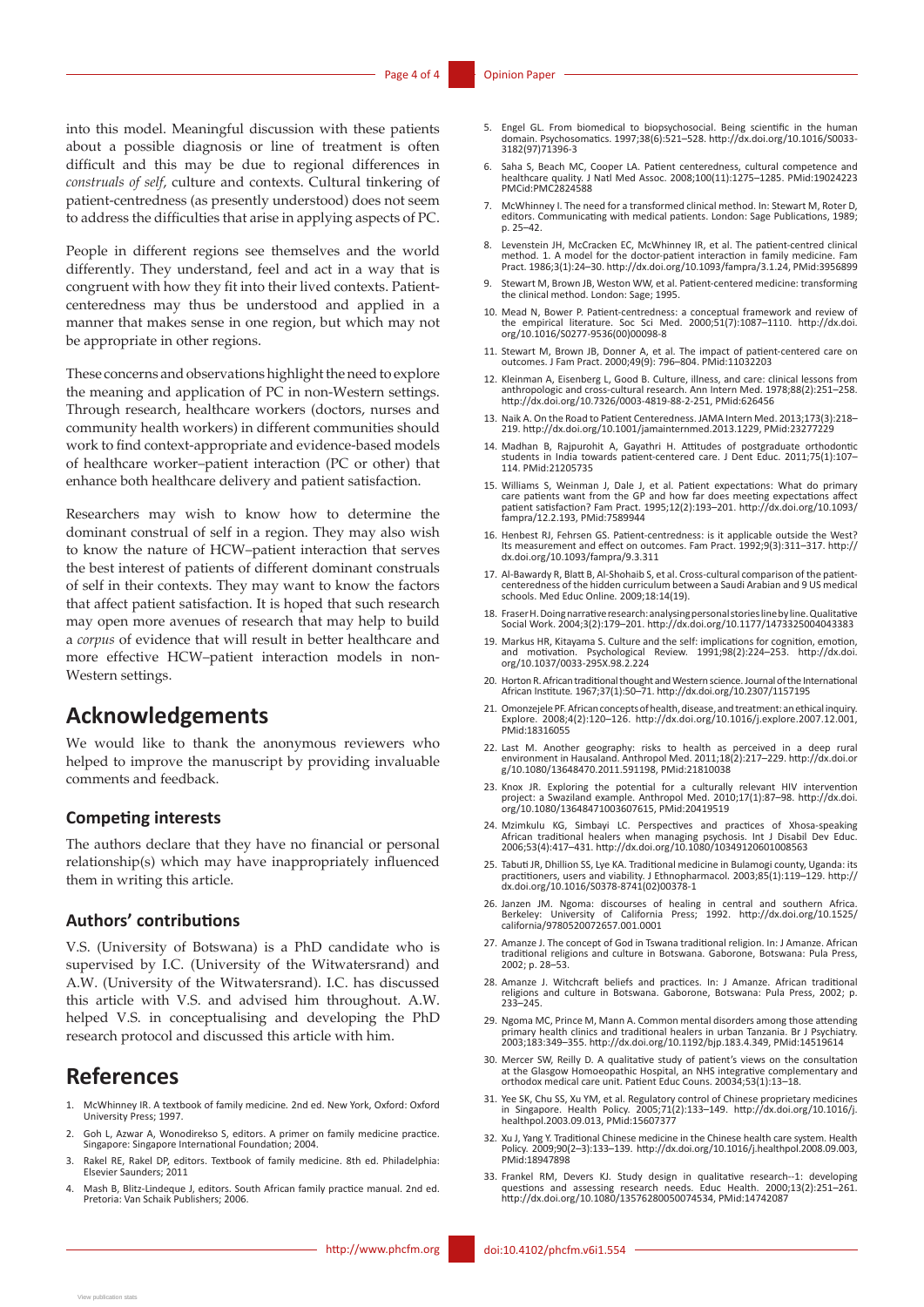into this model. Meaningful discussion with these patients about a possible diagnosis or line of treatment is often difficult and this may be due to regional differences in *construals of self*, culture and contexts. Cultural tinkering of patient-centredness (as presently understood) does not seem to address the difficulties that arise in applying aspects of PC.

People in different regions see themselves and the world differently. They understand, feel and act in a way that is congruent with how they fit into their lived contexts. Patient-centeredness may thus be understood and applied in a manner that makes sense in one region, but which may not be appropriate in other regions.

These concerns and observations highlight the need to explore the meaning and application of PC in non-Western settings. Through research, healthcare workers (doctors, nurses and community health workers) in different communities should work to find context-appropriate and evidence-based models of healthcare worker–patient interaction (PC or other) that enhance both healthcare delivery and patient satisfaction.

Researchers may wish to know how to determine the dominant construal of self in a region. They may also wish to know the nature of HCW–patient interaction that serves the best interest of patients of different dominant construals of self in their contexts. They may want to know the factors that affect patient satisfaction. It is hoped that such research may open more avenues of research that may help to build a *corpus* of evidence that will result in better healthcare and more effective HCW–patient interaction models in non-Western settings.

# Acknowledgements

We would like to thank the anonymous reviewers who helped to improve the manuscript by providing invaluable comments and feedback.

### Competing interests

The authors declare that they have no financial or personal relationship(s) which may have inappropriately influenced them in writing this article.

### Authors' contributions

V.S. (University of Botswana) is a PhD candidate who is supervised by I.C. (University of the Witwatersrand) and A.W. (University of the Witwatersrand). I.C. has discussed this article with V.S. and advised him throughout. A.W. helped V.S. in conceptualising and developing the PhD research protocol and discussed this article with him.

# References

1. McWhinney IR. A textbook of family medicine. 2nd ed. New York, Oxford: Oxford University Press; 1997.
2. Goh L, Azwar A, Wonodirekso S, editors. A primer on family medicine practice. Singapore: Singapore International Foundation; 2004.
3. Rakel RE, Rakel DP, editors. Textbook of family medicine. 8th ed. Philadelphia: Elsevier Saunders; 2011
4. Mash B, Blitz-Lindeque J, editors. South African family practice manual. 2nd ed. Pretoria: Van Schaik Publishers; 2006.
5. Engel GL. From biomedical to biopsychosocial. Being scientific in the human domain. Psychosomatics. 1997;38(6):521–528. http://dx.doi.org/10.1016/S0033-3182(97)71396-3
6. Saha S, Beach MC, Cooper LA. Patient centeredness, cultural competence and healthcare quality. J Natl Med Assoc. 2008;100(11):1275–1285. PMid:19024223 PMCid:PMC2824588
7. McWhinney I. The need for a transformed clinical method. In: Stewart M, Roter D, editors. Communicating with medical patients. London: Sage Publications, 1989; p. 25–42.
8. Levenstein JH, McCracken EC, McWhinney IR, et al. The patient-centred clinical method. 1. A model for the doctor-patient interaction in family medicine. Fam Pract. 1986;3(1):24–30. http://dx.doi.org/10.1093/fampra/3.1.24, PMid:3956899
9. Stewart M, Brown JB, Weston WW, et al. Patient-centered medicine: transforming the clinical method. London: Sage; 1995.
10. Mead N, Bower P. Patient-centredness: a conceptual framework and review of the empirical literature. Soc Sci Med. 2000;51(7):1087–1110. http://dx.doi.org/10.1016/S0277-9536(00)00098-8
11. Stewart M, Brown JB, Donner A, et al. The impact of patient-centered care on outcomes. J Fam Pract. 2000;49(9): 796–804. PMid:11032203
12. Kleinman A, Eisenberg L, Good B. Culture, illness, and care: clinical lessons from anthropologic and cross-cultural research. Ann Intern Med. 1978;88(2):251–258. http://dx.doi.org/10.7326/0003-4819-88-2-251, PMid:626456
13. Naik A. On the Road to Patient Centeredness. JAMA Intern Med. 2013;173(3):218–219. http://dx.doi.org/10.1001/jamainternmed.2013.1229, PMid:23277229
14. Madhan B, Rajpurohit A, Gayathri H. Attitudes of postgraduate orthodontic students in India towards patient-centered care. J Dent Educ. 2011;75(1):107–114. PMid:21205735
15. Williams S, Weinman J, Dale J, et al. Patient expectations: What do primary care patients want from the GP and how far does meeting expectations affect patient satisfaction? Fam Pract. 1995;12(2):193–201. http://dx.doi.org/10.1093/fampra/12.2.193, PMid:7589944
16. Henbest RJ, Fehrsen GS. Patient-centredness: is it applicable outside the West? Its measurement and effect on outcomes. Fam Pract. 1992;9(3):311–317. http://dx.doi.org/10.1093/fampra/9.3.311
17. Al-Bawardy R, Blatt B, Al-Shohaib S, et al. Cross-cultural comparison of the patient-centeredness of the hidden curriculum between a Saudi Arabian and 9 US medical schools. Med Educ Online. 2009;18:14(19).
18. Fraser H. Doing narrative research: analysing personal stories line by line. Qualitative Social Work. 2004;3(2):179–201. http://dx.doi.org/10.1177/1473325004043383
19. Markus HR, Kitayama S. Culture and the self: implications for cognition, emotion, and motivation. Psychological Review. 1991;98(2):224–253. http://dx.doi.org/10.1037/0033-295X.98.2.224
20. Horton R. African traditional thought and Western science. Journal of the International African Institute. 1967;37(1):50–71. http://dx.doi.org/10.2307/1157195
21. Omonzejele PF. African concepts of health, disease, and treatment: an ethical inquiry. Explore. 2008;4(2):120–126. http://dx.doi.org/10.1016/j.explore.2007.12.001, PMid:18316055
22. Last M. Another geography: risks to health as perceived in a deep rural environment in Hausaland. Anthropol Med. 2011;18(2):217–229. http://dx.doi.org/10.1080/13648470.2011.591198, PMid:21810038
23. Knox JR. Exploring the potential for a culturally relevant HIV intervention project: a Swaziland example. Anthropol Med. 2010;17(1):87–98. http://dx.doi.org/10.1080/13648471003607615, PMid:20419519
24. Mzimkulu KG, Simbayi LC. Perspectives and practices of Xhosa-speaking African traditional healers when managing psychosis. Int J Disabil Dev Educ. 2006;53(4):417–431. http://dx.doi.org/10.1080/10349120601008563
25. Tabuti JR, Dhillion SS, Lye KA. Traditional medicine in Bulamogi county, Uganda: its practitioners, users and viability. J Ethnopharmacol. 2003;85(1):119–129. http://dx.doi.org/10.1016/S0378-8741(02)00378-1
26. Janzen JM. Ngoma: discourses of healing in central and southern Africa. Berkeley: University of California Press; 1992. http://dx.doi.org/10.1525/california/9780520072657.001.0001
27. Amanze J. The concept of God in Tswana traditional religion. In: J Amanze. African traditional religions and culture in Botswana. Gaborone, Botswana: Pula Press, 2002; p. 28–53.
28. Amanze J. Witchcraft beliefs and practices. In: J Amanze. African traditional religions and culture in Botswana. Gaborone, Botswana: Pula Press, 2002; p. 233–245.
29. Ngoma MC, Prince M, Mann A. Common mental disorders among those attending primary health clinics and traditional healers in urban Tanzania. Br J Psychiatry. 2003;183:349–355. http://dx.doi.org/10.1192/bjp.183.4.349, PMid:14519614
30. Mercer SW, Reilly D. A qualitative study of patient's views on the consultation at the Glasgow Homoeopathic Hospital, an NHS integrative complementary and orthodox medical care unit. Patient Educ Couns. 20034;53(1):13–18.
31. Yee SK, Chu SS, Xu YM, et al. Regulatory control of Chinese proprietary medicines in Singapore. Health Policy. 2005;71(2):133–149. http://dx.doi.org/10.1016/j.healthpol.2003.09.013, PMid:15607377
32. Xu J, Yang Y. Traditional Chinese medicine in the Chinese health care system. Health Policy. 2009;90(2–3):133–139. http://dx.doi.org/10.1016/j.healthpol.2008.09.003, PMid:18947898
33. Frankel RM, Devers KJ. Study design in qualitative research--1: developing questions and assessing research needs. Educ Health. 2000;13(2):251–261. http://dx.doi.org/10.1080/13576280050074534, PMid:14742087